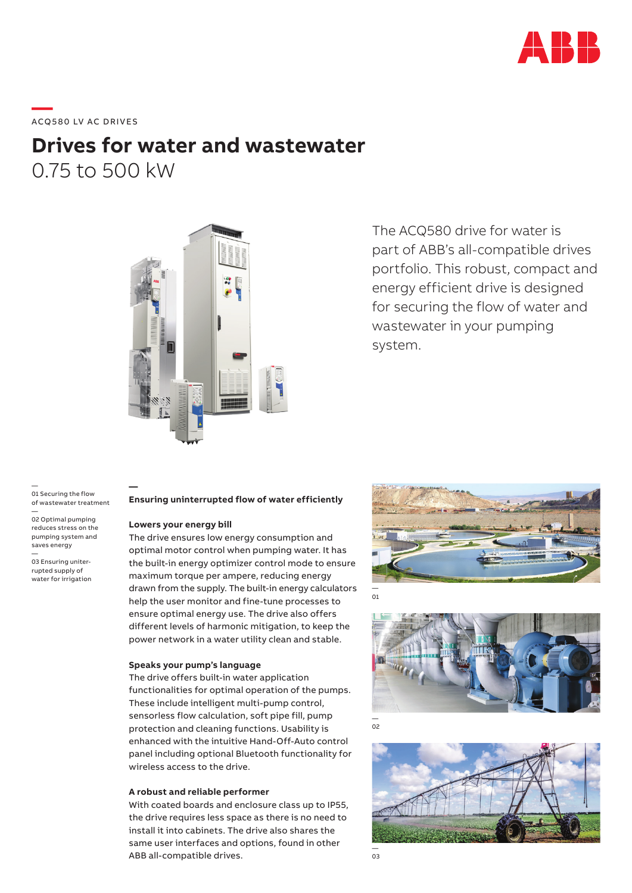ACQ580 LV AC DRIVES

# Drives for water and wastewater

0.75 to 500 kW

The ACQ580 drive for water is part of ABB's all-compatible drives portfolio. This robust, compact and energy efficient drive is designed for securing the flow of water and wastewater in your pumping system.

01 Securing the flow of wastewater treatment

02 Optimal pumping reduces stress on the pumping system and saves energy

03 Ensuring uninterrupted supply of water for irrigation

## Ensuring uninterrupted flow of water efficiently

### Lowers your energy bill

The drive ensures low energy consumption and optimal motor control when pumping water. It has the built-in energy optimizer control mode to ensure maximum torque per ampere, reducing energy drawn from the supply. The built-in energy calculators help the user monitor and fine-tune processes to ensure optimal energy use. The drive also offers different levels of harmonic mitigation, to keep the power network in a water utility clean and stable.

### Speaks your pump's language

The drive offers built-in water application functionalities for optimal operation of the pumps. These include intelligent multi-pump control, sensorless flow calculation, soft pipe fill, pump protection and cleaning functions. Usability is enhanced with the intuitive Hand-Off-Auto control panel including optional Bluetooth functionality for wireless access to the drive.

### A robust and reliable performer

With coated boards and enclosure class up to IP55, the drive requires less space as there is no need to install it into cabinets. The drive also shares the same user interfaces and options, found in other ABB all-compatible drives.

01

02

03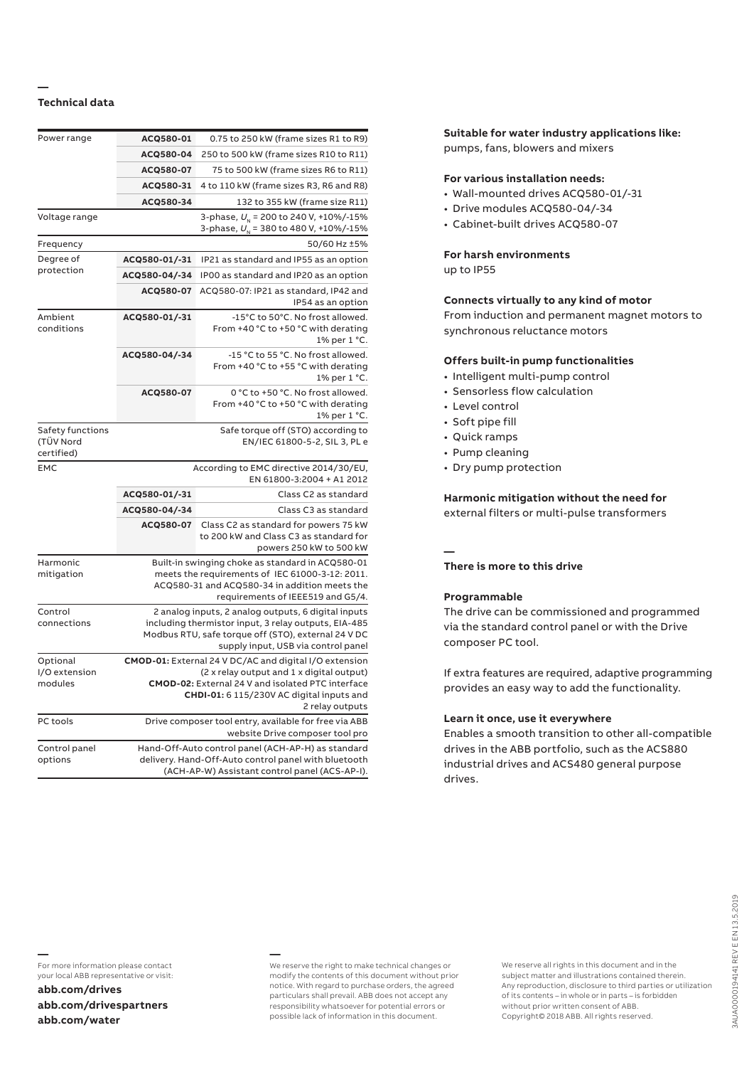## Technical data

| | | |
|---|---|---|
| Power range | ACQ580-01 | 0.75 to 250 kW (frame sizes R1 to R9) |
| | ACQ580-04 | 250 to 500 kW (frame sizes R10 to R11) |
| | ACQ580-07 | 75 to 500 kW (frame sizes R6 to R11) |
| | ACQ580-31 | 4 to 110 kW (frame sizes R3, R6 and R8) |
| | ACQ580-34 | 132 to 355 kW (frame size R11) |
| Voltage range | | 3-phase, $U_N$ = 200 to 240 V, +10%/-15%<br>3-phase, $U_N$ = 380 to 480 V, +10%/-15% |
| Frequency | | 50/60 Hz ±5% |
| Degree of protection | ACQ580-01/-31 | IP21 as standard and IP55 as an option |
| | ACQ580-04/-34 | IP00 as standard and IP20 as an option |
| | ACQ580-07 | ACQ580-07: IP21 as standard, IP42 and IP54 as an option |
| Ambient conditions | ACQ580-01/-31 | -15°C to 50°C. No frost allowed. From +40 °C to +50 °C with derating 1% per 1 °C. |
| | ACQ580-04/-34 | -15 °C to 55 °C. No frost allowed. From +40 °C to +55 °C with derating 1% per 1 °C. |
| | ACQ580-07 | 0 °C to +50 °C. No frost allowed. From +40 °C to +50 °C with derating 1% per 1 °C. |
| Safety functions (TÜV Nord certified) | | Safe torque off (STO) according to EN/IEC 61800-5-2, SIL 3, PL e |
| EMC | | According to EMC directive 2014/30/EU, EN 61800-3:2004 + A1 2012 |
| | ACQ580-01/-31 | Class C2 as standard |
| | ACQ580-04/-34 | Class C3 as standard |
| | ACQ580-07 | Class C2 as standard for powers 75 kW to 200 kW and Class C3 as standard for powers 250 kW to 500 kW |
| Harmonic mitigation | | Built-in swinging choke as standard in ACQ580-01 meets the requirements of IEC 61000-3-12: 2011. ACQ580-31 and ACQ580-34 in addition meets the requirements of IEEE519 and G5/4. |
| Control connections | | 2 analog inputs, 2 analog outputs, 6 digital inputs including thermistor input, 3 relay outputs, EIA-485 Modbus RTU, safe torque off (STO), external 24 V DC supply input, USB via control panel |
| Optional I/O extension modules | | **CMOD-01:** External 24 V DC/AC and digital I/O extension (2 x relay output and 1 x digital output)<br>**CMOD-02:** External 24 V and isolated PTC interface<br>**CHDI-01:** 6 115/230V AC digital inputs and 2 relay outputs |
| PC tools | | Drive composer tool entry, available for free via ABB website Drive composer tool pro |
| Control panel options | | Hand-Off-Auto control panel (ACH-AP-H) as standard delivery. Hand-Off-Auto control panel with bluetooth (ACH-AP-W) Assistant control panel (ACS-AP-I). |

**Suitable for water industry applications like:**
pumps, fans, blowers and mixers

**For various installation needs:**
- Wall-mounted drives ACQ580-01/-31
- Drive modules ACQ580-04/-34
- Cabinet-built drives ACQ580-07

**For harsh environments**
up to IP55

**Connects virtually to any kind of motor**
From induction and permanent magnet motors to synchronous reluctance motors

**Offers built-in pump functionalities**
- Intelligent multi-pump control
- Sensorless flow calculation
- Level control
- Soft pipe fill
- Quick ramps
- Pump cleaning
- Dry pump protection

**Harmonic mitigation without the need for**
external filters or multi-pulse transformers

## There is more to this drive

**Programmable**
The drive can be commissioned and programmed via the standard control panel or with the Drive composer PC tool.

If extra features are required, adaptive programming provides an easy way to add the functionality.

**Learn it once, use it everywhere**
Enables a smooth transition to other all-compatible drives in the ABB portfolio, such as the ACS880 industrial drives and ACS480 general purpose drives.

For more information please contact your local ABB representative or visit:

**abb.com/drives**
**abb.com/drivespartners**
**abb.com/water**

We reserve the right to make technical changes or modify the contents of this document without prior notice. With regard to purchase orders, the agreed particulars shall prevail. ABB does not accept any responsibility whatsoever for potential errors or possible lack of information in this document.

We reserve all rights in this document and in the subject matter and illustrations contained therein. Any reproduction, disclosure to third parties or utilization of its contents – in whole or in parts – is forbidden without prior written consent of ABB.
Copyright© 2018 ABB. All rights reserved.

3AUA0000194141 REV E EN 13.5.2019